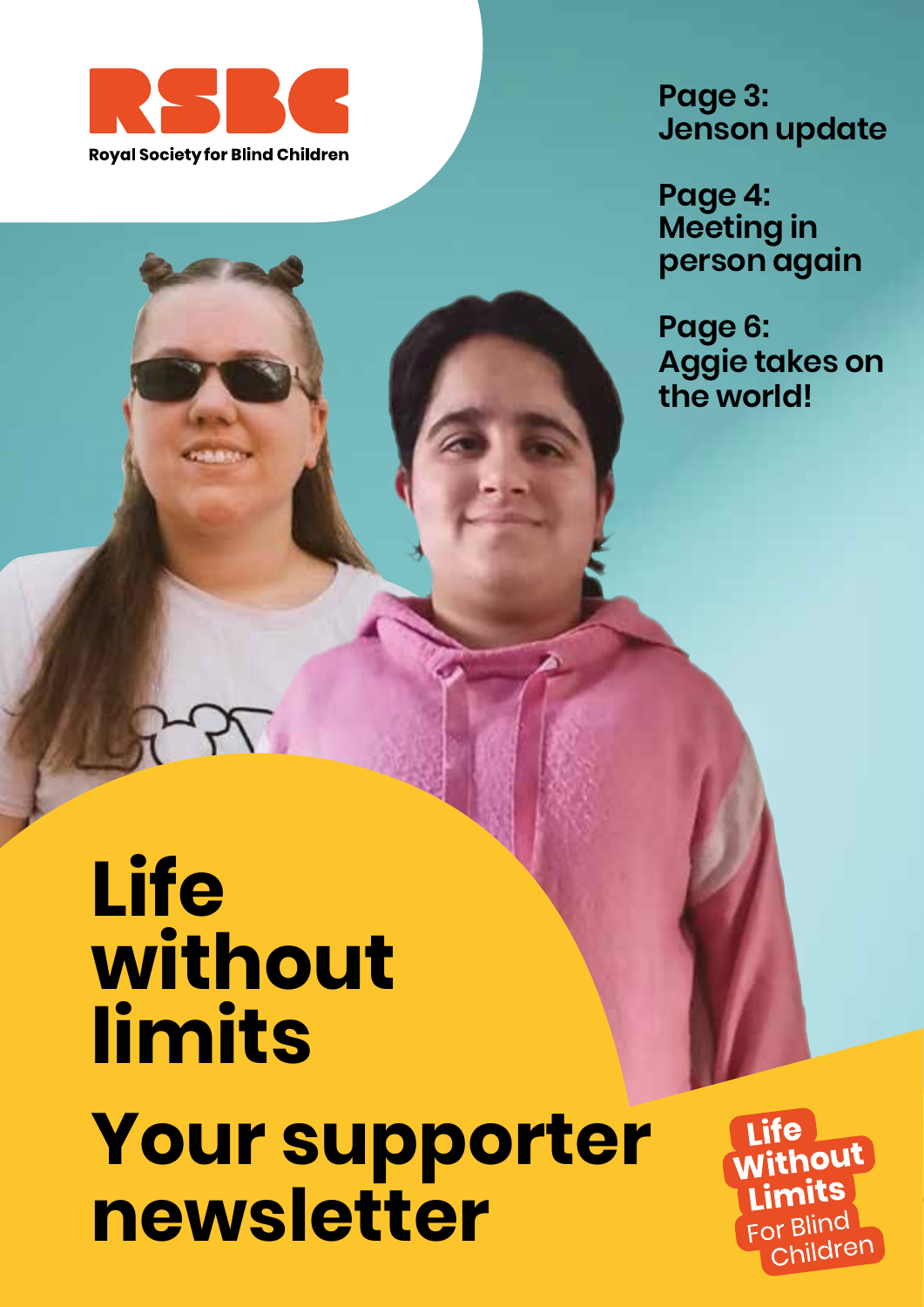RSBC

Royal Society for Blind Children

**Page 3:**
**Jenson update**

**Page 4:**
**Meeting in person again**

**Page 6:**
**Aggie takes on the world!**

# Life without limits

# Your supporter newsletter

Life Without Limits For Blind Children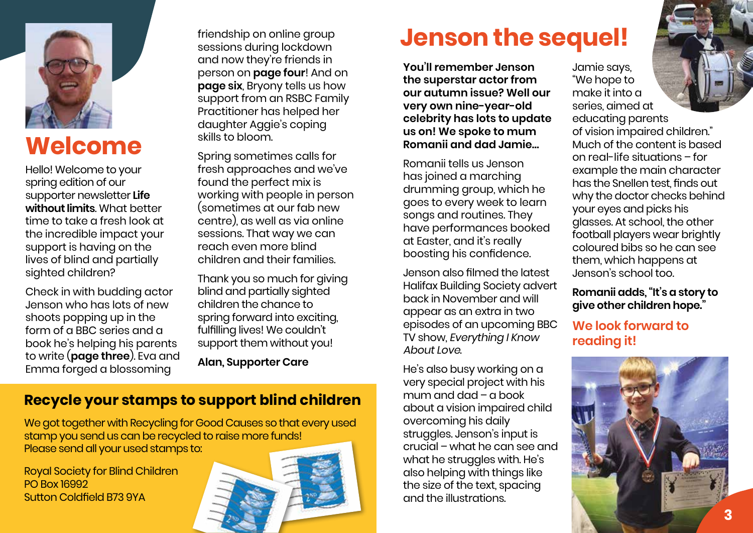# Welcome

Hello! Welcome to your spring edition of our supporter newsletter **Life without limits**. What better time to take a fresh look at the incredible impact your support is having on the lives of blind and partially sighted children?

Check in with budding actor Jenson who has lots of new shoots popping up in the form of a BBC series and a book he's helping his parents to write (**page three**). Eva and Emma forged a blossoming friendship on online group sessions during lockdown and now they're friends in person on **page four**! And on **page six**, Bryony tells us how support from an RSBC Family Practitioner has helped her daughter Aggie's coping skills to bloom.

Spring sometimes calls for fresh approaches and we've found the perfect mix is working with people in person (sometimes at our fab new centre), as well as via online sessions. That way we can reach even more blind children and their families.

Thank you so much for giving blind and partially sighted children the chance to spring forward into exciting, fulfilling lives! We couldn't support them without you!

**Alan, Supporter Care**

## Recycle your stamps to support blind children

We got together with Recycling for Good Causes so that every used stamp you send us can be recycled to raise more funds! Please send all your used stamps to:

Royal Society for Blind Children
PO Box 16992
Sutton Coldfield B73 9YA

# Jenson the sequel!

**You'll remember Jenson the superstar actor from our autumn issue? Well our very own nine-year-old celebrity has lots to update us on! We spoke to mum Romanii and dad Jamie...**

Romanii tells us Jenson has joined a marching drumming group, which he goes to every week to learn songs and routines. They have performances booked at Easter, and it's really boosting his confidence.

Jenson also filmed the latest Halifax Building Society advert back in November and will appear as an extra in two episodes of an upcoming BBC TV show, *Everything I Know About Love*.

He's also busy working on a very special project with his mum and dad – a book about a vision impaired child overcoming his daily struggles. Jenson's input is crucial – what he can see and what he struggles with. He's also helping with things like the size of the text, spacing and the illustrations.

Jamie says, "We hope to make it into a series, aimed at educating parents of vision impaired children." Much of the content is based on real-life situations – for example the main character has the Snellen test, finds out why the doctor checks behind your eyes and picks his glasses. At school, the other football players wear brightly coloured bibs so he can see them, which happens at Jenson's school too.

**Romanii adds, "It's a story to give other children hope."**

**We look forward to reading it!**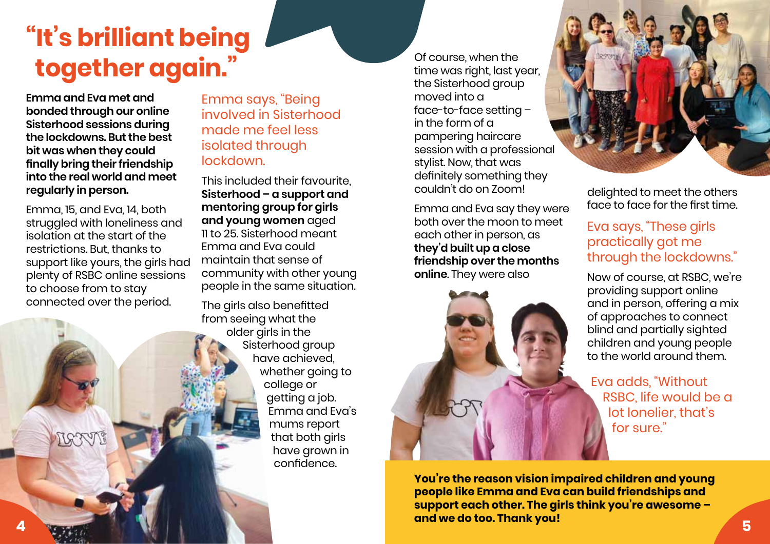# "It's brilliant being together again."

**Emma and Eva met and bonded through our online Sisterhood sessions during the lockdowns. But the best bit was when they could finally bring their friendship into the real world and meet regularly in person.**

Emma, 15, and Eva, 14, both struggled with loneliness and isolation at the start of the restrictions. But, thanks to support like yours, the girls had plenty of RSBC online sessions to choose from to stay connected over the period.

Emma says, "Being involved in Sisterhood made me feel less isolated through lockdown.

This included their favourite, **Sisterhood – a support and mentoring group for girls and young women** aged 11 to 25. Sisterhood meant Emma and Eva could maintain that sense of community with other young people in the same situation.

The girls also benefitted from seeing what the older girls in the Sisterhood group have achieved, whether going to college or getting a job. Emma and Eva's mums report that both girls have grown in confidence.

Of course, when the time was right, last year, the Sisterhood group moved into a face-to-face setting – in the form of a pampering haircare session with a professional stylist. Now, that was definitely something they couldn't do on Zoom!

Emma and Eva say they were both over the moon to meet each other in person, as **they'd built up a close friendship over the months online**. They were also delighted to meet the others face to face for the first time.

Eva says, "These girls practically got me through the lockdowns."

Now of course, at RSBC, we're providing support online and in person, offering a mix of approaches to connect blind and partially sighted children and young people to the world around them.

Eva adds, "Without RSBC, life would be a lot lonelier, that's for sure."

**You're the reason vision impaired children and young people like Emma and Eva can build friendships and support each other. The girls think you're awesome – and we do too. Thank you!**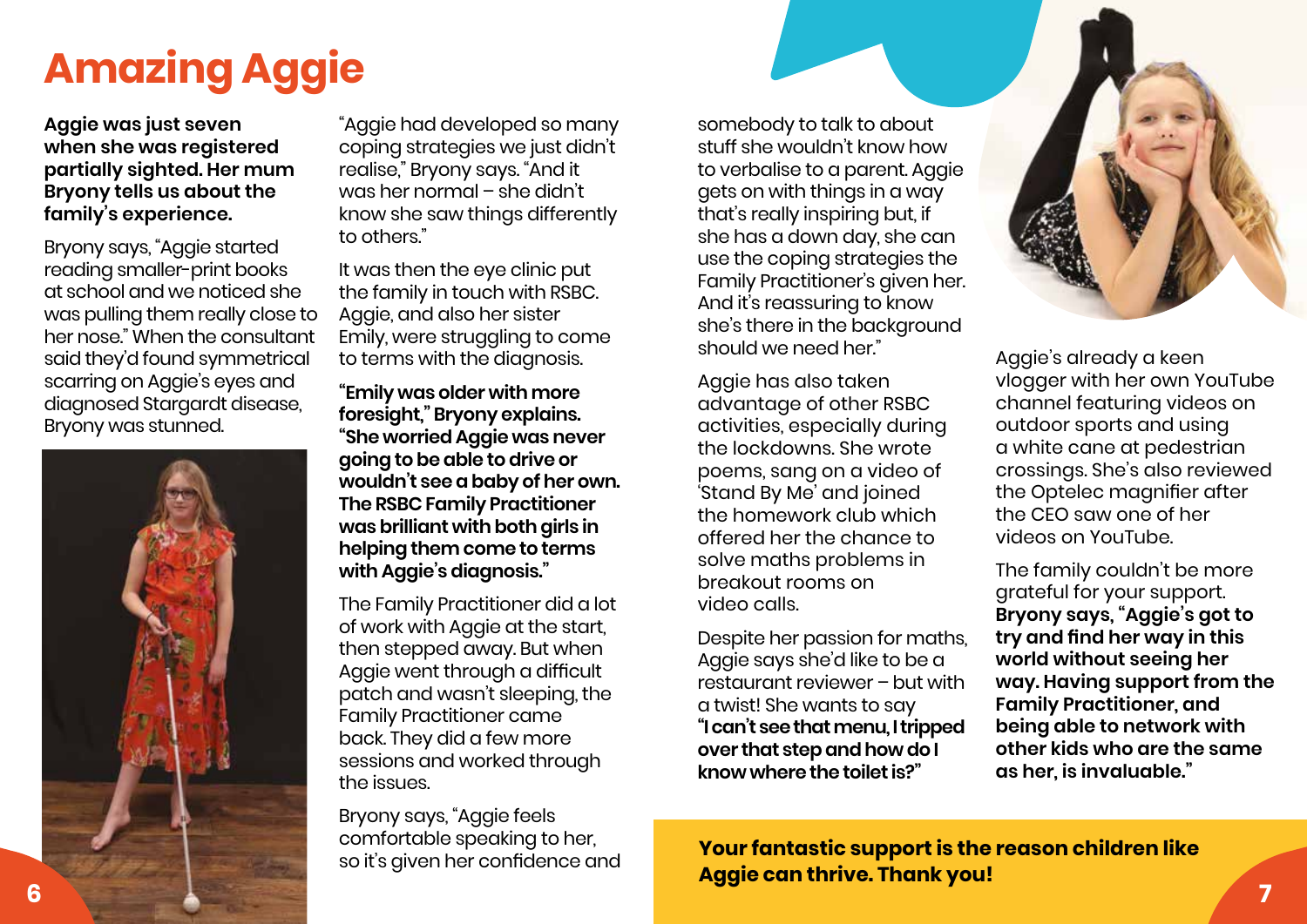# Amazing Aggie

**Aggie was just seven when she was registered partially sighted. Her mum Bryony tells us about the family's experience.**

Bryony says, "Aggie started reading smaller-print books at school and we noticed she was pulling them really close to her nose." When the consultant said they'd found symmetrical scarring on Aggie's eyes and diagnosed Stargardt disease, Bryony was stunned.

"Aggie had developed so many coping strategies we just didn't realise," Bryony says. "And it was her normal – she didn't know she saw things differently to others."

It was then the eye clinic put the family in touch with RSBC. Aggie, and also her sister Emily, were struggling to come to terms with the diagnosis.

**"Emily was older with more foresight," Bryony explains. "She worried Aggie was never going to be able to drive or wouldn't see a baby of her own. The RSBC Family Practitioner was brilliant with both girls in helping them come to terms with Aggie's diagnosis."**

The Family Practitioner did a lot of work with Aggie at the start, then stepped away. But when Aggie went through a difficult patch and wasn't sleeping, the Family Practitioner came back. They did a few more sessions and worked through the issues.

Bryony says, "Aggie feels comfortable speaking to her, so it's given her confidence and somebody to talk to about stuff she wouldn't know how to verbalise to a parent. Aggie gets on with things in a way that's really inspiring but, if she has a down day, she can use the coping strategies the Family Practitioner's given her. And it's reassuring to know she's there in the background should we need her."

Aggie has also taken advantage of other RSBC activities, especially during the lockdowns. She wrote poems, sang on a video of 'Stand By Me' and joined the homework club which offered her the chance to solve maths problems in breakout rooms on video calls.

Despite her passion for maths, Aggie says she'd like to be a restaurant reviewer – but with a twist! She wants to say **"I can't see that menu, I tripped over that step and how do I know where the toilet is?"**

Aggie's already a keen vlogger with her own YouTube channel featuring videos on outdoor sports and using a white cane at pedestrian crossings. She's also reviewed the Optelec magnifier after the CEO saw one of her videos on YouTube.

The family couldn't be more grateful for your support. **Bryony says, "Aggie's got to try and find her way in this world without seeing her way. Having support from the Family Practitioner, and being able to network with other kids who are the same as her, is invaluable."**

**Your fantastic support is the reason children like Aggie can thrive. Thank you!**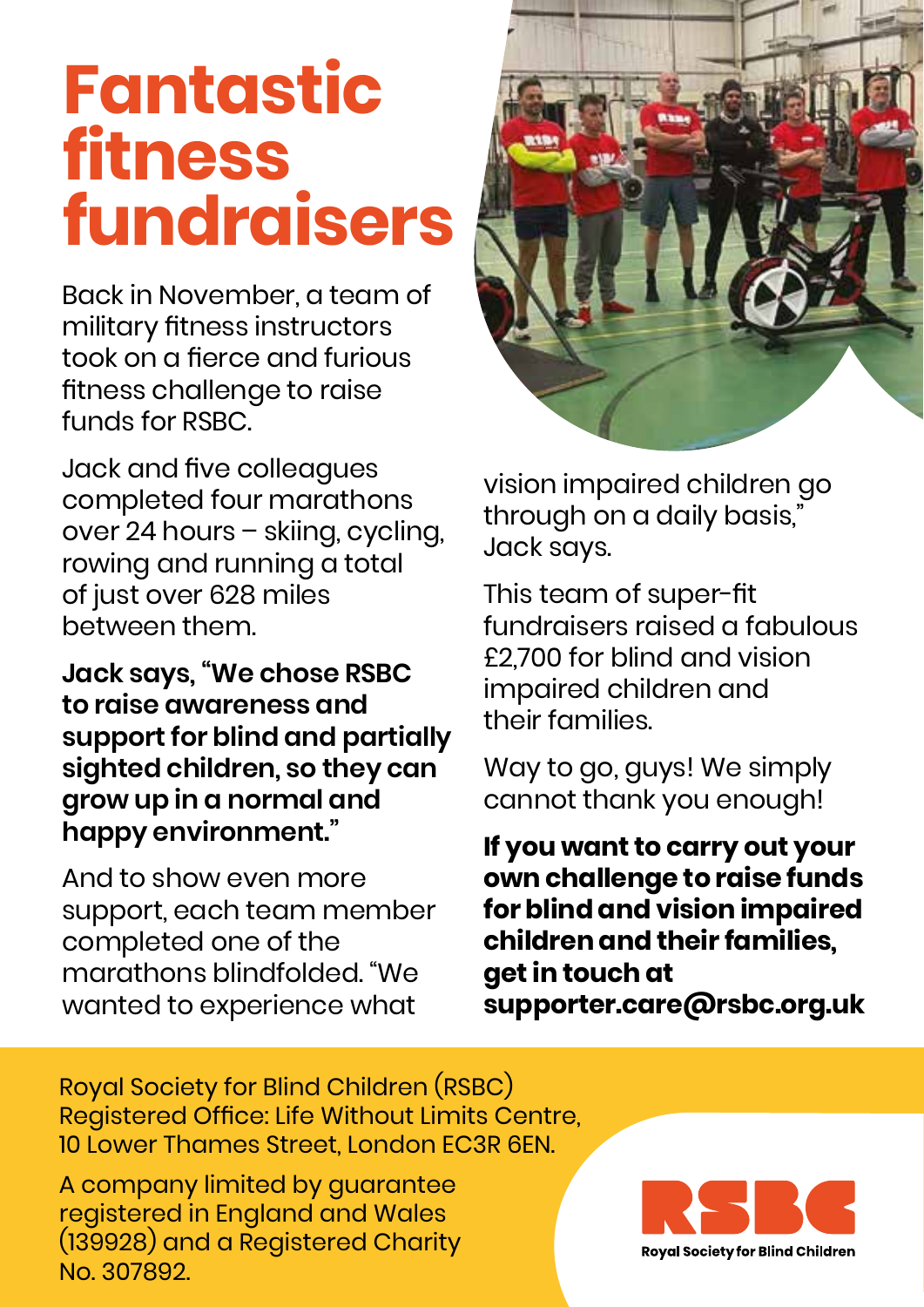# Fantastic fitness fundraisers

Back in November, a team of military fitness instructors took on a fierce and furious fitness challenge to raise funds for RSBC.

Jack and five colleagues completed four marathons over 24 hours – skiing, cycling, rowing and running a total of just over 628 miles between them.

**Jack says, "We chose RSBC to raise awareness and support for blind and partially sighted children, so they can grow up in a normal and happy environment."**

And to show even more support, each team member completed one of the marathons blindfolded. "We wanted to experience what vision impaired children go through on a daily basis," Jack says.

This team of super-fit fundraisers raised a fabulous £2,700 for blind and vision impaired children and their families.

Way to go, guys! We simply cannot thank you enough!

**If you want to carry out your own challenge to raise funds for blind and vision impaired children and their families, get in touch at supporter.care@rsbc.org.uk**

Royal Society for Blind Children (RSBC) Registered Office: Life Without Limits Centre, 10 Lower Thames Street, London EC3R 6EN.

A company limited by guarantee registered in England and Wales (139928) and a Registered Charity No. 307892.

RSBC
Royal Society for Blind Children